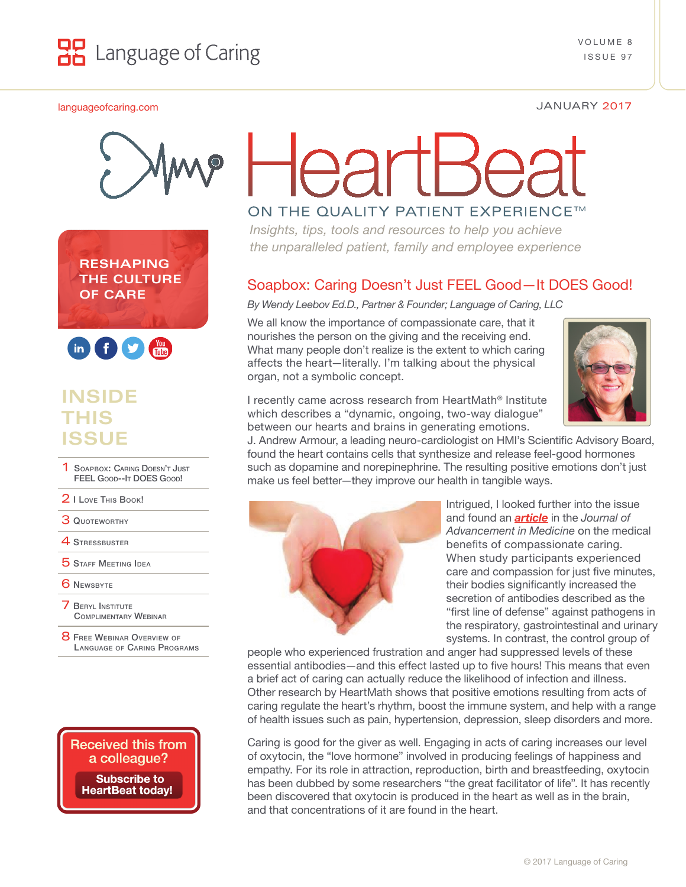# Language of Caring

VOLUME 8
ISSUE 97

languageofcaring.com

JANUARY 2017

# HeartBeat

## ON THE QUALITY PATIENT EXPERIENCE™

*Insights, tips, tools and resources to help you achieve the unparalleled patient, family and employee experience*

RESHAPING THE CULTURE OF CARE

### INSIDE THIS ISSUE

1 Soapbox: Caring Doesn't Just FEEL Good--It DOES Good!
2 I Love This Book!
3 Quoteworthy
4 Stressbuster
5 Staff Meeting Idea
6 Newsbyte
7 Beryl Institute Complimentary Webinar
8 Free Webinar Overview of Language of Caring Programs

Received this from a colleague?
**Subscribe to HeartBeat today!**

## Soapbox: Caring Doesn't Just FEEL Good—It DOES Good!

*By Wendy Leebov Ed.D., Partner & Founder; Language of Caring, LLC*

We all know the importance of compassionate care, that it nourishes the person on the giving and the receiving end. What many people don't realize is the extent to which caring affects the heart—literally. I'm talking about the physical organ, not a symbolic concept.

I recently came across research from HeartMath® Institute which describes a "dynamic, ongoing, two-way dialogue" between our hearts and brains in generating emotions. J. Andrew Armour, a leading neuro-cardiologist on HMI's Scientific Advisory Board, found the heart contains cells that synthesize and release feel-good hormones such as dopamine and norepinephrine. The resulting positive emotions don't just make us feel better—they improve our health in tangible ways.

Intrigued, I looked further into the issue and found an ***article*** in the *Journal of Advancement in Medicine* on the medical benefits of compassionate caring. When study participants experienced care and compassion for just five minutes, their bodies significantly increased the secretion of antibodies described as the "first line of defense" against pathogens in the respiratory, gastrointestinal and urinary systems. In contrast, the control group of people who experienced frustration and anger had suppressed levels of these essential antibodies—and this effect lasted up to five hours! This means that even a brief act of caring can actually reduce the likelihood of infection and illness. Other research by HeartMath shows that positive emotions resulting from acts of caring regulate the heart's rhythm, boost the immune system, and help with a range of health issues such as pain, hypertension, depression, sleep disorders and more.

Caring is good for the giver as well. Engaging in acts of caring increases our level of oxytocin, the "love hormone" involved in producing feelings of happiness and empathy. For its role in attraction, reproduction, birth and breastfeeding, oxytocin has been dubbed by some researchers "the great facilitator of life". It has recently been discovered that oxytocin is produced in the heart as well as in the brain, and that concentrations of it are found in the heart.

© 2017 Language of Caring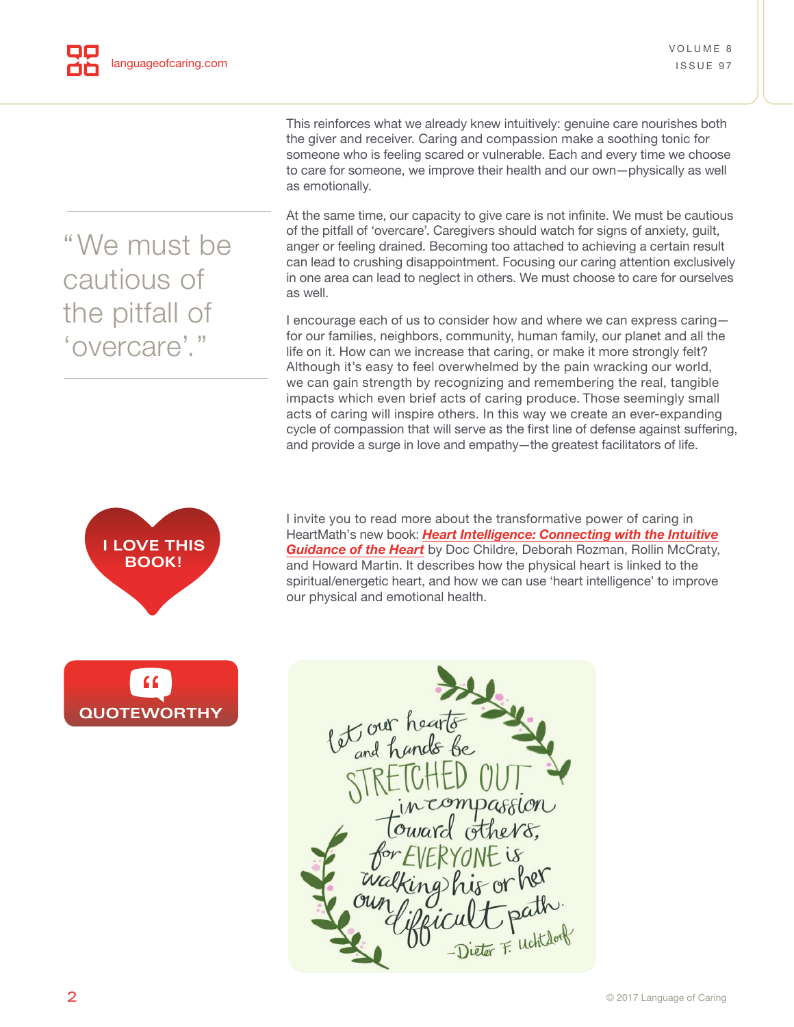This reinforces what we already knew intuitively: genuine care nourishes both the giver and receiver. Caring and compassion make a soothing tonic for someone who is feeling scared or vulnerable. Each and every time we choose to care for someone, we improve their health and our own—physically as well as emotionally.

> "We must be cautious of the pitfall of 'overcare'."

At the same time, our capacity to give care is not infinite. We must be cautious of the pitfall of 'overcare'. Caregivers should watch for signs of anxiety, guilt, anger or feeling drained. Becoming too attached to achieving a certain result can lead to crushing disappointment. Focusing our caring attention exclusively in one area can lead to neglect in others. We must choose to care for ourselves as well.

I encourage each of us to consider how and where we can express caring—for our families, neighbors, community, human family, our planet and all the life on it. How can we increase that caring, or make it more strongly felt? Although it's easy to feel overwhelmed by the pain wracking our world, we can gain strength by recognizing and remembering the real, tangible impacts which even brief acts of caring produce. Those seemingly small acts of caring will inspire others. In this way we create an ever-expanding cycle of compassion that will serve as the first line of defense against suffering, and provide a surge in love and empathy—the greatest facilitators of life.

**I LOVE THIS BOOK!**

I invite you to read more about the transformative power of caring in HeartMath's new book: ***Heart Intelligence: Connecting with the Intuitive Guidance of the Heart*** by Doc Childre, Deborah Rozman, Rollin McCraty, and Howard Martin. It describes how the physical heart is linked to the spiritual/energetic heart, and how we can use 'heart intelligence' to improve our physical and emotional health.

**QUOTEWORTHY**

Let our hearts and hands be STRETCHED OUT in compassion toward others, for EVERYONE is walking his or her own difficult path.

—Dieter F. Uchtdorf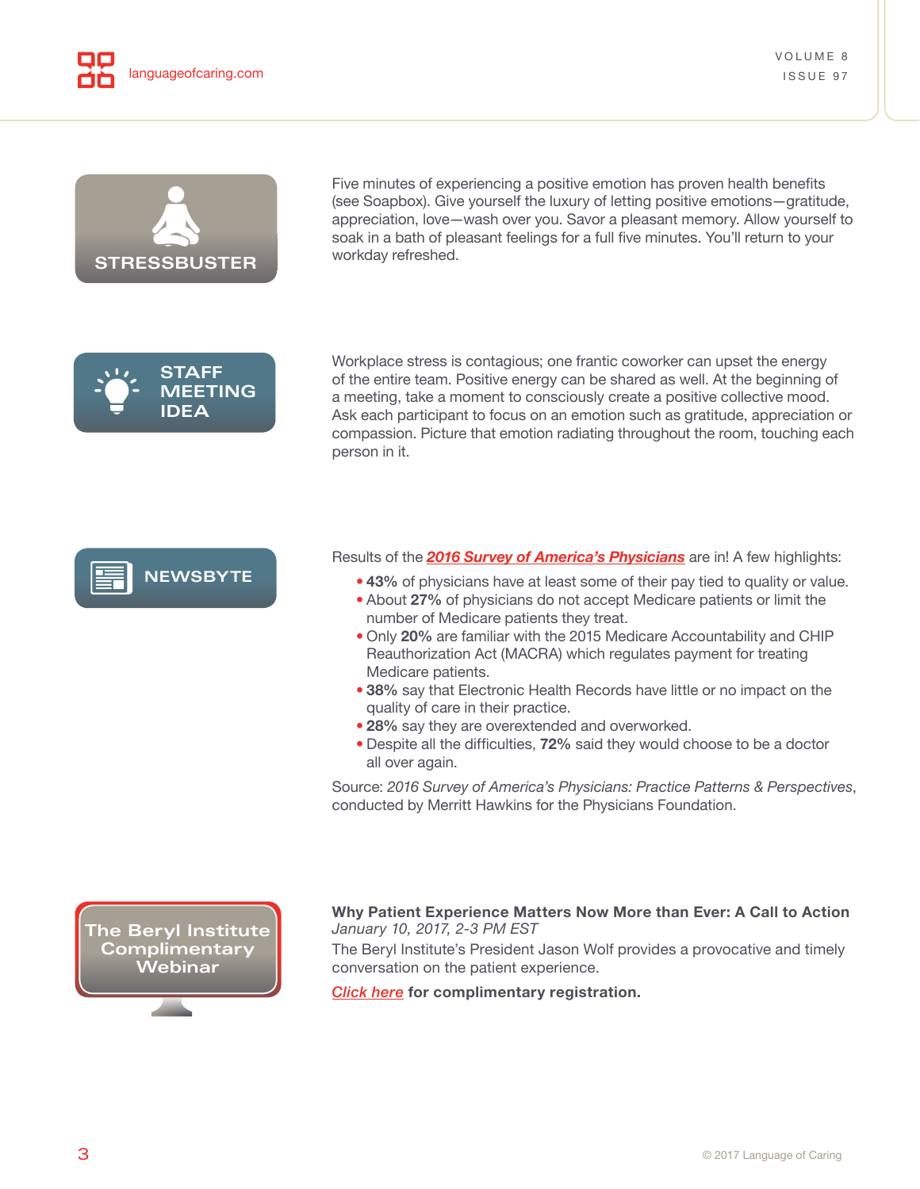## STRESSBUSTER

Five minutes of experiencing a positive emotion has proven health benefits (see Soapbox). Give yourself the luxury of letting positive emotions—gratitude, appreciation, love—wash over you. Savor a pleasant memory. Allow yourself to soak in a bath of pleasant feelings for a full five minutes. You'll return to your workday refreshed.

## STAFF MEETING IDEA

Workplace stress is contagious; one frantic coworker can upset the energy of the entire team. Positive energy can be shared as well. At the beginning of a meeting, take a moment to consciously create a positive collective mood. Ask each participant to focus on an emotion such as gratitude, appreciation or compassion. Picture that emotion radiating throughout the room, touching each person in it.

## NEWSBYTE

Results of the ***2016 Survey of America's Physicians*** are in! A few highlights:

- **43%** of physicians have at least some of their pay tied to quality or value.
- About **27%** of physicians do not accept Medicare patients or limit the number of Medicare patients they treat.
- Only **20%** are familiar with the 2015 Medicare Accountability and CHIP Reauthorization Act (MACRA) which regulates payment for treating Medicare patients.
- **38%** say that Electronic Health Records have little or no impact on the quality of care in their practice.
- **28%** say they are overextended and overworked.
- Despite all the difficulties, **72%** said they would choose to be a doctor all over again.

Source: *2016 Survey of America's Physicians: Practice Patterns & Perspectives*, conducted by Merritt Hawkins for the Physicians Foundation.

## The Beryl Institute Complimentary Webinar

**Why Patient Experience Matters Now More than Ever: A Call to Action**
*January 10, 2017, 2-3 PM EST*

The Beryl Institute's President Jason Wolf provides a provocative and timely conversation on the patient experience.

*Click here* **for complimentary registration.**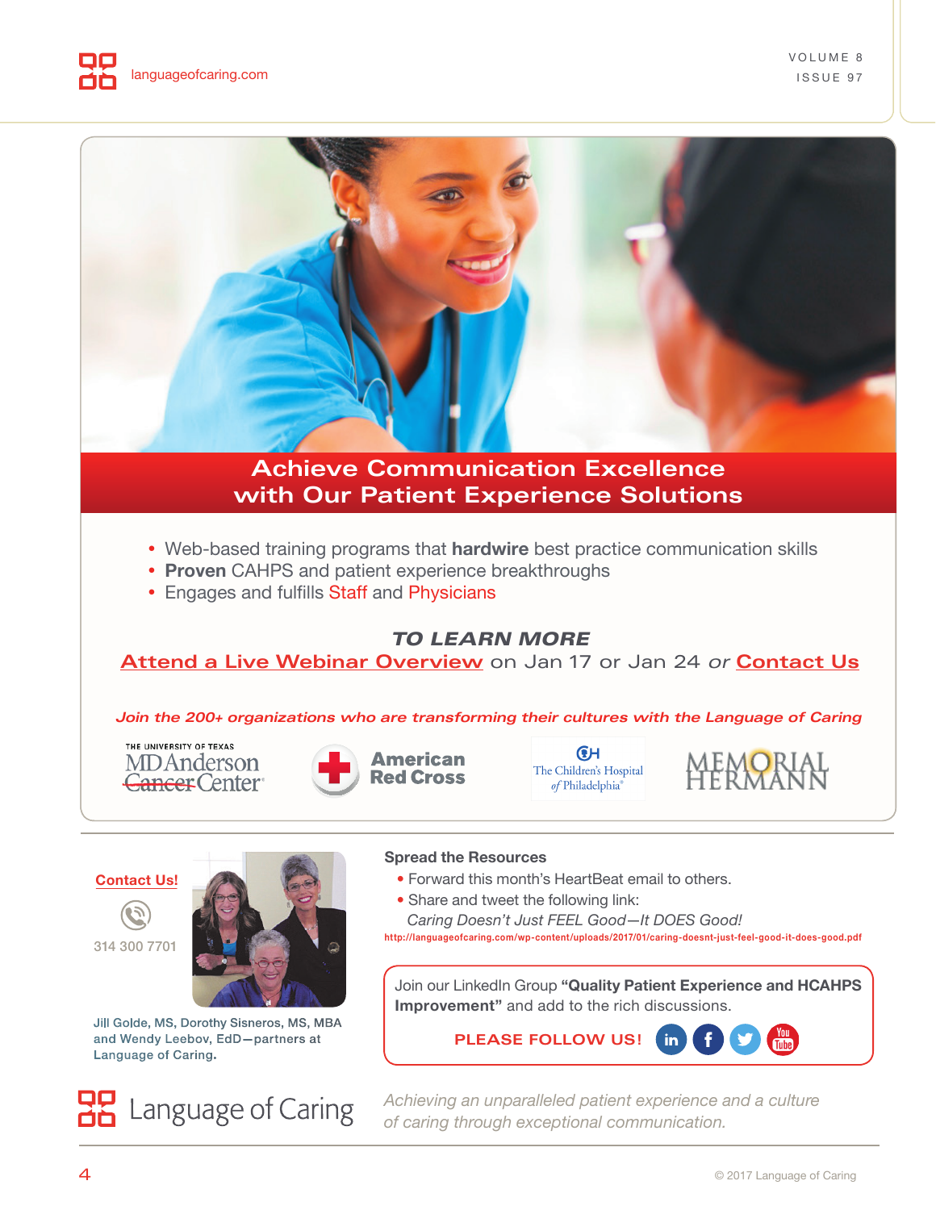## Achieve Communication Excellence with Our Patient Experience Solutions

- Web-based training programs that **hardwire** best practice communication skills
- **Proven** CAHPS and patient experience breakthroughs
- Engages and fulfills Staff and Physicians

***TO LEARN MORE***

Attend a Live Webinar Overview on Jan 17 or Jan 24 *or* Contact Us

*Join the 200+ organizations who are transforming their cultures with the Language of Caring*

THE UNIVERSITY OF TEXAS MD Anderson Cancer Center

American Red Cross

The Children's Hospital of Philadelphia

MEMORIAL HERMANN

**Contact Us!**

314 300 7701

Jill Golde, MS, Dorothy Sisneros, MS, MBA and Wendy Leebov, EdD—partners at Language of Caring.

**Spread the Resources**

- Forward this month's HeartBeat email to others.
- Share and tweet the following link:

*Caring Doesn't Just FEEL Good—It DOES Good!*

http://languageofcaring.com/wp-content/uploads/2017/01/caring-doesnt-just-feel-good-it-does-good.pdf

Join our LinkedIn Group **"Quality Patient Experience and HCAHPS Improvement"** and add to the rich discussions.

PLEASE FOLLOW US!

Language of Caring

*Achieving an unparalleled patient experience and a culture of caring through exceptional communication.*

© 2017 Language of Caring